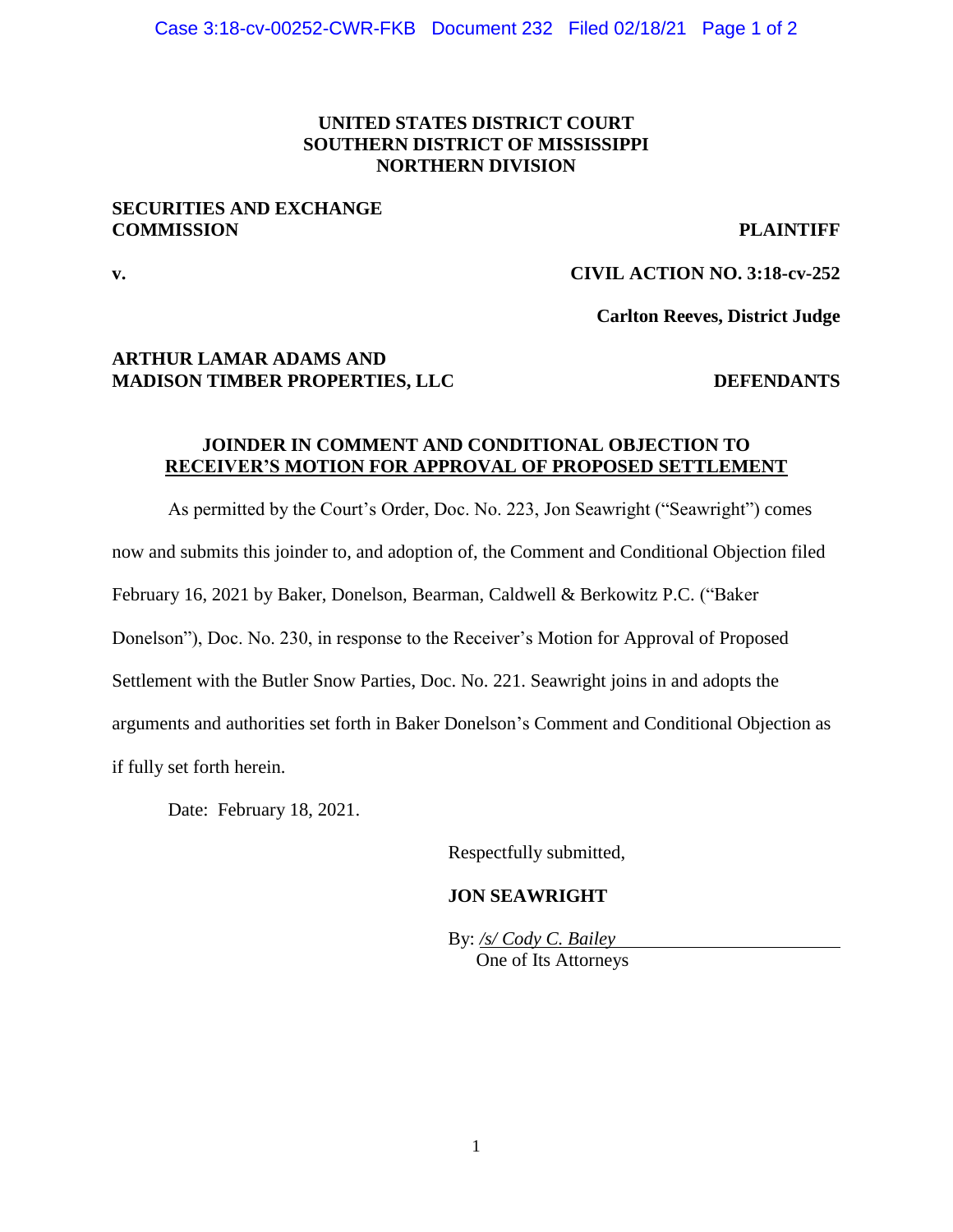**UNITED STATES DISTRICT COURT**
**SOUTHERN DISTRICT OF MISSISSIPPI**
**NORTHERN DIVISION**

**SECURITIES AND EXCHANGE COMMISSION** — **PLAINTIFF**

**v.** — **CIVIL ACTION NO. 3:18-cv-252**

**Carlton Reeves, District Judge**

**ARTHUR LAMAR ADAMS AND MADISON TIMBER PROPERTIES, LLC** — **DEFENDANTS**

**JOINDER IN COMMENT AND CONDITIONAL OBJECTION TO RECEIVER'S MOTION FOR APPROVAL OF PROPOSED SETTLEMENT**

As permitted by the Court's Order, Doc. No. 223, Jon Seawright ("Seawright") comes now and submits this joinder to, and adoption of, the Comment and Conditional Objection filed February 16, 2021 by Baker, Donelson, Bearman, Caldwell & Berkowitz P.C. ("Baker Donelson"), Doc. No. 230, in response to the Receiver's Motion for Approval of Proposed Settlement with the Butler Snow Parties, Doc. No. 221. Seawright joins in and adopts the arguments and authorities set forth in Baker Donelson's Comment and Conditional Objection as if fully set forth herein.

Date: February 18, 2021.

Respectfully submitted,

**JON SEAWRIGHT**

By: */s/ Cody C. Bailey*
One of Its Attorneys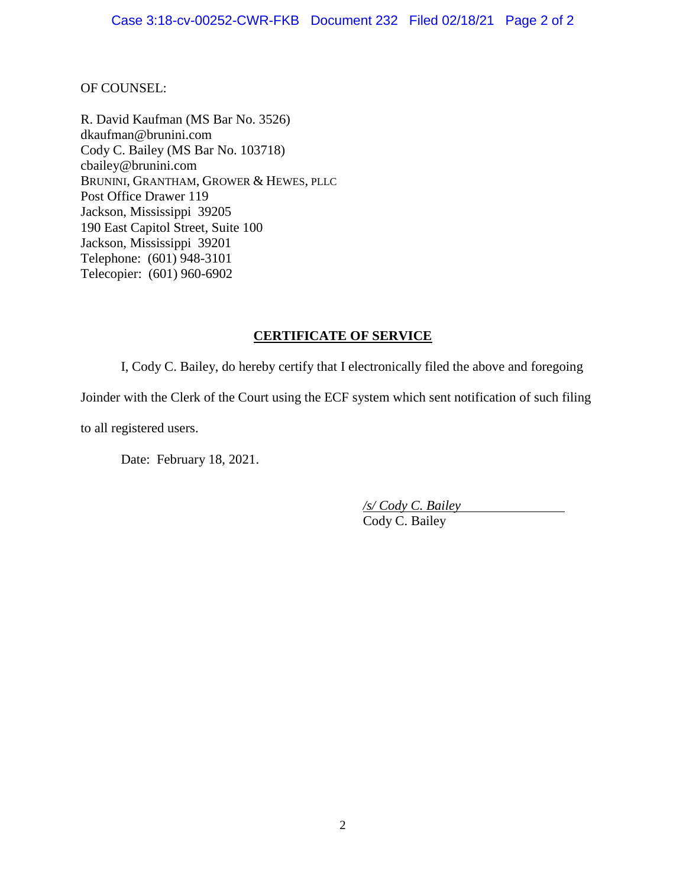OF COUNSEL:

R. David Kaufman (MS Bar No. 3526)
dkaufman@brunini.com
Cody C. Bailey (MS Bar No. 103718)
cbailey@brunini.com
BRUNINI, GRANTHAM, GROWER & HEWES, PLLC
Post Office Drawer 119
Jackson, Mississippi 39205
190 East Capitol Street, Suite 100
Jackson, Mississippi 39201
Telephone: (601) 948-3101
Telecopier: (601) 960-6902

## CERTIFICATE OF SERVICE

I, Cody C. Bailey, do hereby certify that I electronically filed the above and foregoing Joinder with the Clerk of the Court using the ECF system which sent notification of such filing to all registered users.

Date: February 18, 2021.

*/s/ Cody C. Bailey*
Cody C. Bailey